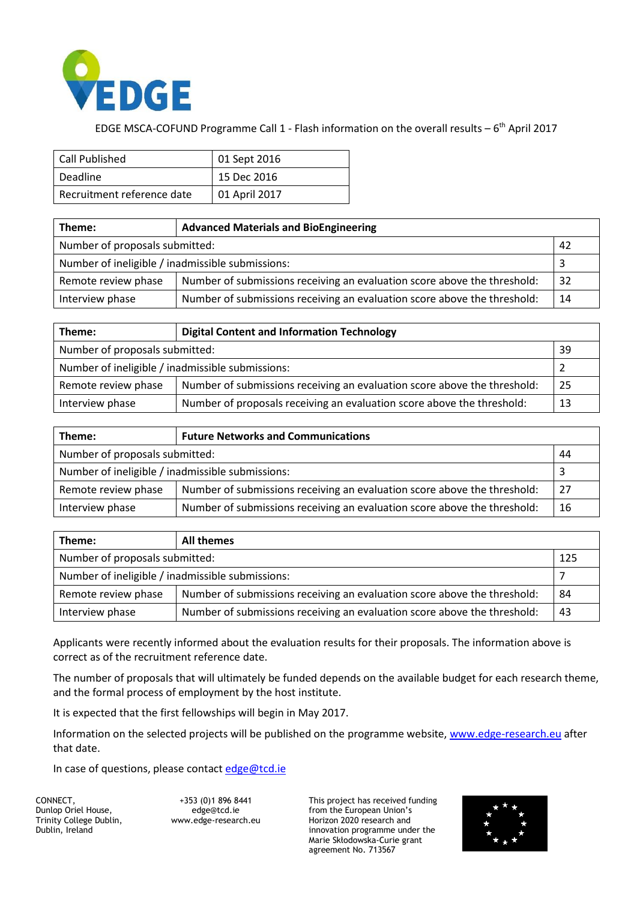EDGE

EDGE MSCA-COFUND Programme Call 1 - Flash information on the overall results – 6th April 2017

| Call Published | 01 Sept 2016 |
|---|---|
| Deadline | 15 Dec 2016 |
| Recruitment reference date | 01 April 2017 |

| **Theme:** | **Advanced Materials and BioEngineering** | |
|---|---|---|
| Number of proposals submitted: | | 42 |
| Number of ineligible / inadmissible submissions: | | 3 |
| Remote review phase | Number of submissions receiving an evaluation score above the threshold: | 32 |
| Interview phase | Number of submissions receiving an evaluation score above the threshold: | 14 |

| **Theme:** | **Digital Content and Information Technology** | |
|---|---|---|
| Number of proposals submitted: | | 39 |
| Number of ineligible / inadmissible submissions: | | 2 |
| Remote review phase | Number of submissions receiving an evaluation score above the threshold: | 25 |
| Interview phase | Number of proposals receiving an evaluation score above the threshold: | 13 |

| **Theme:** | **Future Networks and Communications** | |
|---|---|---|
| Number of proposals submitted: | | 44 |
| Number of ineligible / inadmissible submissions: | | 3 |
| Remote review phase | Number of submissions receiving an evaluation score above the threshold: | 27 |
| Interview phase | Number of submissions receiving an evaluation score above the threshold: | 16 |

| **Theme:** | **All themes** | |
|---|---|---|
| Number of proposals submitted: | | 125 |
| Number of ineligible / inadmissible submissions: | | 7 |
| Remote review phase | Number of submissions receiving an evaluation score above the threshold: | 84 |
| Interview phase | Number of submissions receiving an evaluation score above the threshold: | 43 |

Applicants were recently informed about the evaluation results for their proposals. The information above is correct as of the recruitment reference date.

The number of proposals that will ultimately be funded depends on the available budget for each research theme, and the formal process of employment by the host institute.

It is expected that the first fellowships will begin in May 2017.

Information on the selected projects will be published on the programme website, www.edge-research.eu after that date.

In case of questions, please contact edge@tcd.ie

CONNECT,
Dunlop Oriel House,
Trinity College Dublin,
Dublin, Ireland

+353 (0)1 896 8441
edge@tcd.ie
www.edge-research.eu

This project has received funding from the European Union's Horizon 2020 research and innovation programme under the Marie Skłodowska-Curie grant agreement No. 713567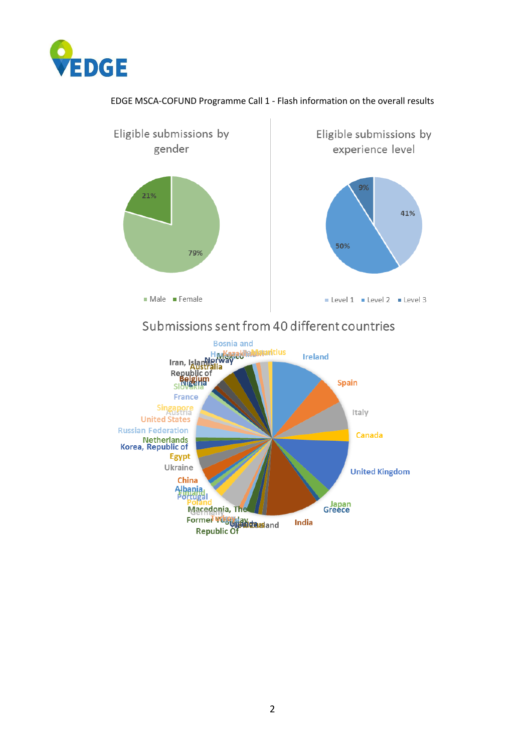EDGE MSCA-COFUND Programme Call 1 - Flash information on the overall results

## Eligible submissions by gender

| Gender | Share |
|---|---|
| Male | 79% |
| Female | 21% |

## Eligible submissions by experience level

| Level | Share |
|---|---|
| Level 1 | 41% |
| Level 2 | 50% |
| Level 3 | 9% |

## Submissions sent from 40 different countries

Ireland, Spain, Italy, Canada, United Kingdom, Japan, Greece, India, New Zealand, Uganda, Turkey, Germany, Macedonia, The Former Yugoslav Republic Of, Poland, Portugal, Finland, Albania, China, Ukraine, Egypt, Korea, Republic of, Netherlands, Russian Federation, United States, Austria, Singapore, France, Slovakia, Nigeria, Belgium, Republic of, Iran, Islamic Republic of, Australia, Norway, Mexico, Bosnia and Herzegovina, Kazakhstan, Pakistan, Mauritius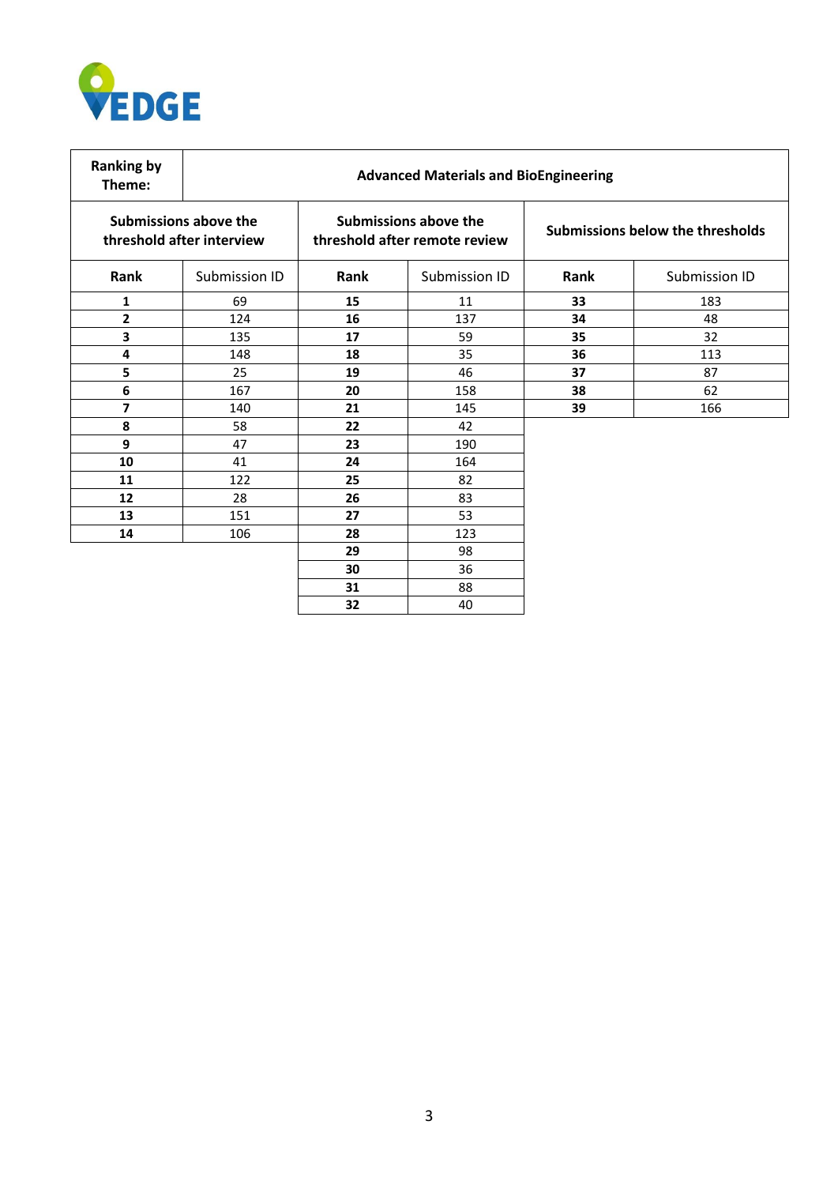| Ranking by Theme: | Advanced Materials and BioEngineering | | | | |
|---|---|---|---|---|---|
| Submissions above the threshold after interview | | Submissions above the threshold after remote review | | Submissions below the thresholds | |
| **Rank** | Submission ID | **Rank** | Submission ID | **Rank** | Submission ID |
| **1** | 69 | **15** | 11 | **33** | 183 |
| **2** | 124 | **16** | 137 | **34** | 48 |
| **3** | 135 | **17** | 59 | **35** | 32 |
| **4** | 148 | **18** | 35 | **36** | 113 |
| **5** | 25 | **19** | 46 | **37** | 87 |
| **6** | 167 | **20** | 158 | **38** | 62 |
| **7** | 140 | **21** | 145 | **39** | 166 |
| **8** | 58 | **22** | 42 | | |
| **9** | 47 | **23** | 190 | | |
| **10** | 41 | **24** | 164 | | |
| **11** | 122 | **25** | 82 | | |
| **12** | 28 | **26** | 83 | | |
| **13** | 151 | **27** | 53 | | |
| **14** | 106 | **28** | 123 | | |
| | | **29** | 98 | | |
| | | **30** | 36 | | |
| | | **31** | 88 | | |
| | | **32** | 40 | | |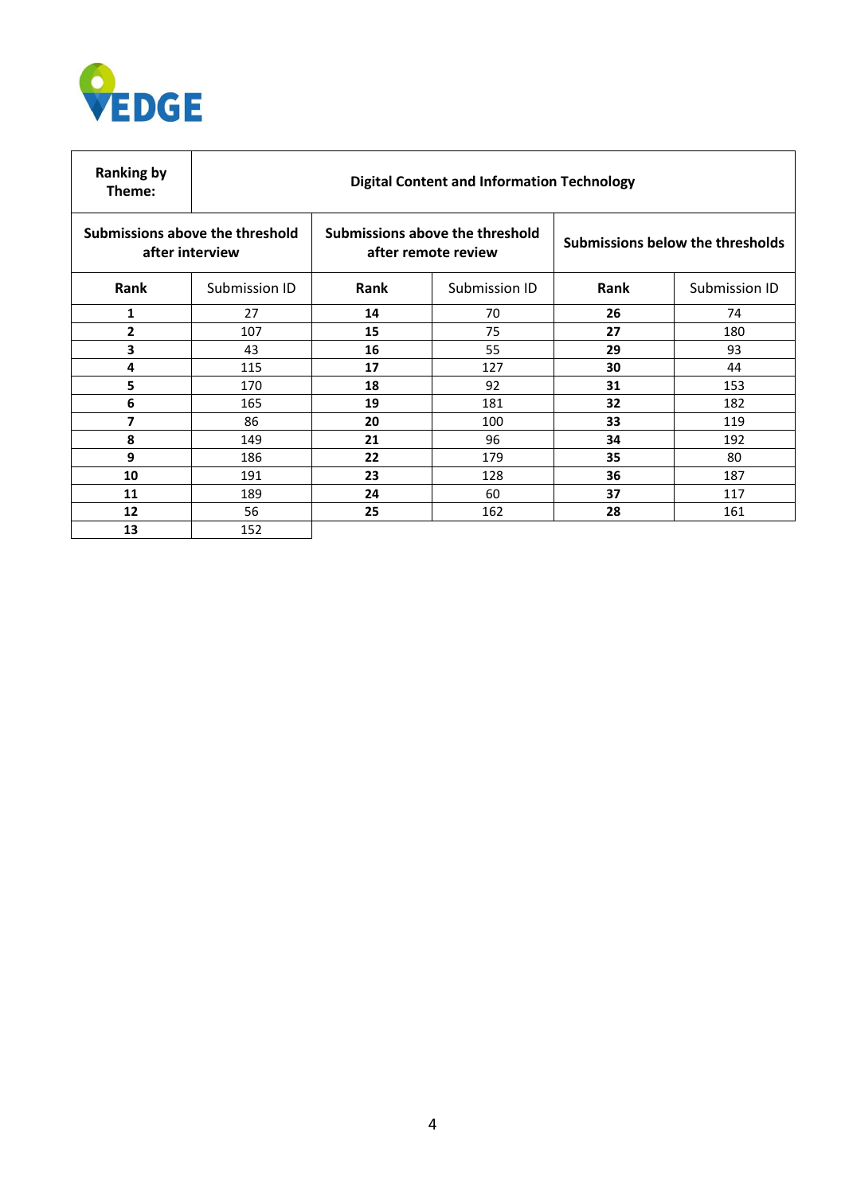| Ranking by Theme: | Digital Content and Information Technology | | | | |
|---|---|---|---|---|---|
| Submissions above the threshold after interview | | Submissions above the threshold after remote review | | Submissions below the thresholds | |
| **Rank** | Submission ID | **Rank** | Submission ID | **Rank** | Submission ID |
| **1** | 27 | **14** | 70 | **26** | 74 |
| **2** | 107 | **15** | 75 | **27** | 180 |
| **3** | 43 | **16** | 55 | **29** | 93 |
| **4** | 115 | **17** | 127 | **30** | 44 |
| **5** | 170 | **18** | 92 | **31** | 153 |
| **6** | 165 | **19** | 181 | **32** | 182 |
| **7** | 86 | **20** | 100 | **33** | 119 |
| **8** | 149 | **21** | 96 | **34** | 192 |
| **9** | 186 | **22** | 179 | **35** | 80 |
| **10** | 191 | **23** | 128 | **36** | 187 |
| **11** | 189 | **24** | 60 | **37** | 117 |
| **12** | 56 | **25** | 162 | **28** | 161 |
| **13** | 152 | | | | |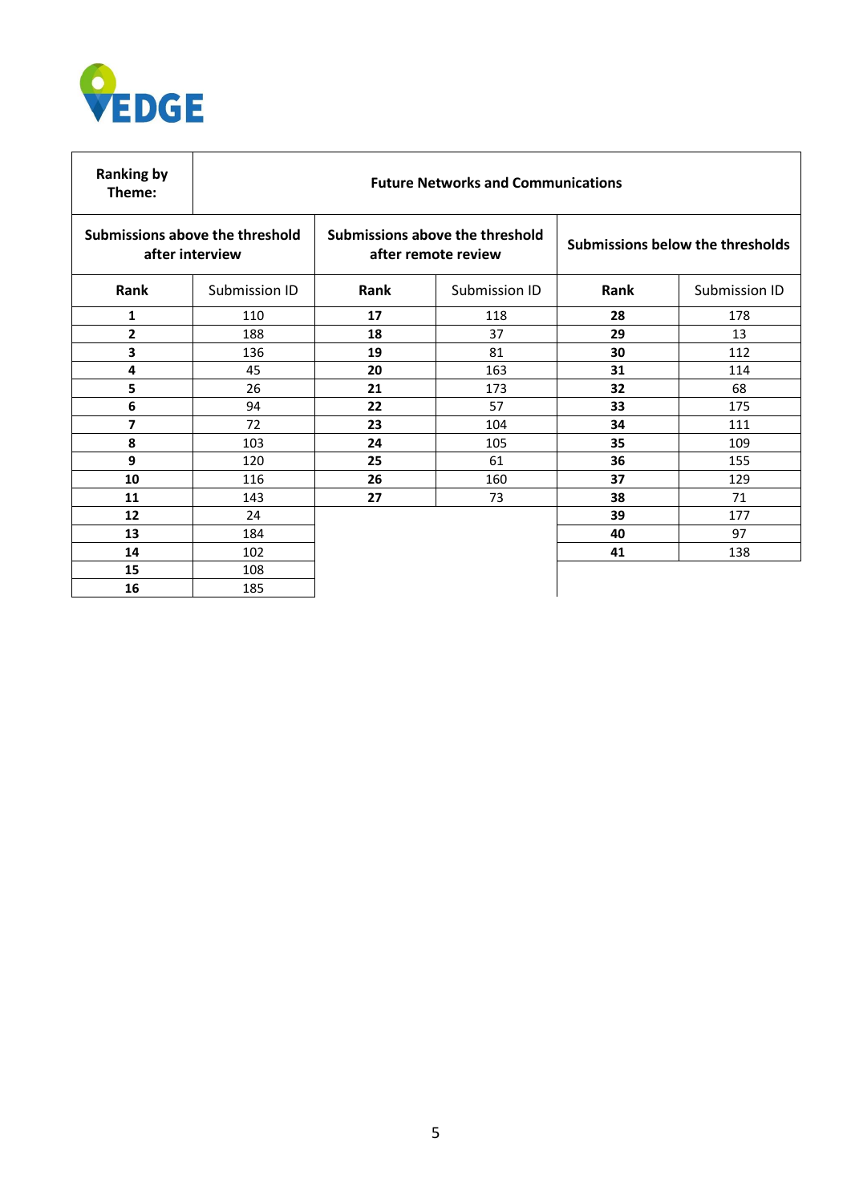| Ranking by Theme: | Future Networks and Communications | | | | |
|---|---|---|---|---|---|
| **Submissions above the threshold after interview** | | **Submissions above the threshold after remote review** | | **Submissions below the thresholds** | |
| **Rank** | Submission ID | **Rank** | Submission ID | **Rank** | Submission ID |
| **1** | 110 | **17** | 118 | **28** | 178 |
| **2** | 188 | **18** | 37 | **29** | 13 |
| **3** | 136 | **19** | 81 | **30** | 112 |
| **4** | 45 | **20** | 163 | **31** | 114 |
| **5** | 26 | **21** | 173 | **32** | 68 |
| **6** | 94 | **22** | 57 | **33** | 175 |
| **7** | 72 | **23** | 104 | **34** | 111 |
| **8** | 103 | **24** | 105 | **35** | 109 |
| **9** | 120 | **25** | 61 | **36** | 155 |
| **10** | 116 | **26** | 160 | **37** | 129 |
| **11** | 143 | **27** | 73 | **38** | 71 |
| **12** | 24 | | | **39** | 177 |
| **13** | 184 | | | **40** | 97 |
| **14** | 102 | | | **41** | 138 |
| **15** | 108 | | | | |
| **16** | 185 | | | | |